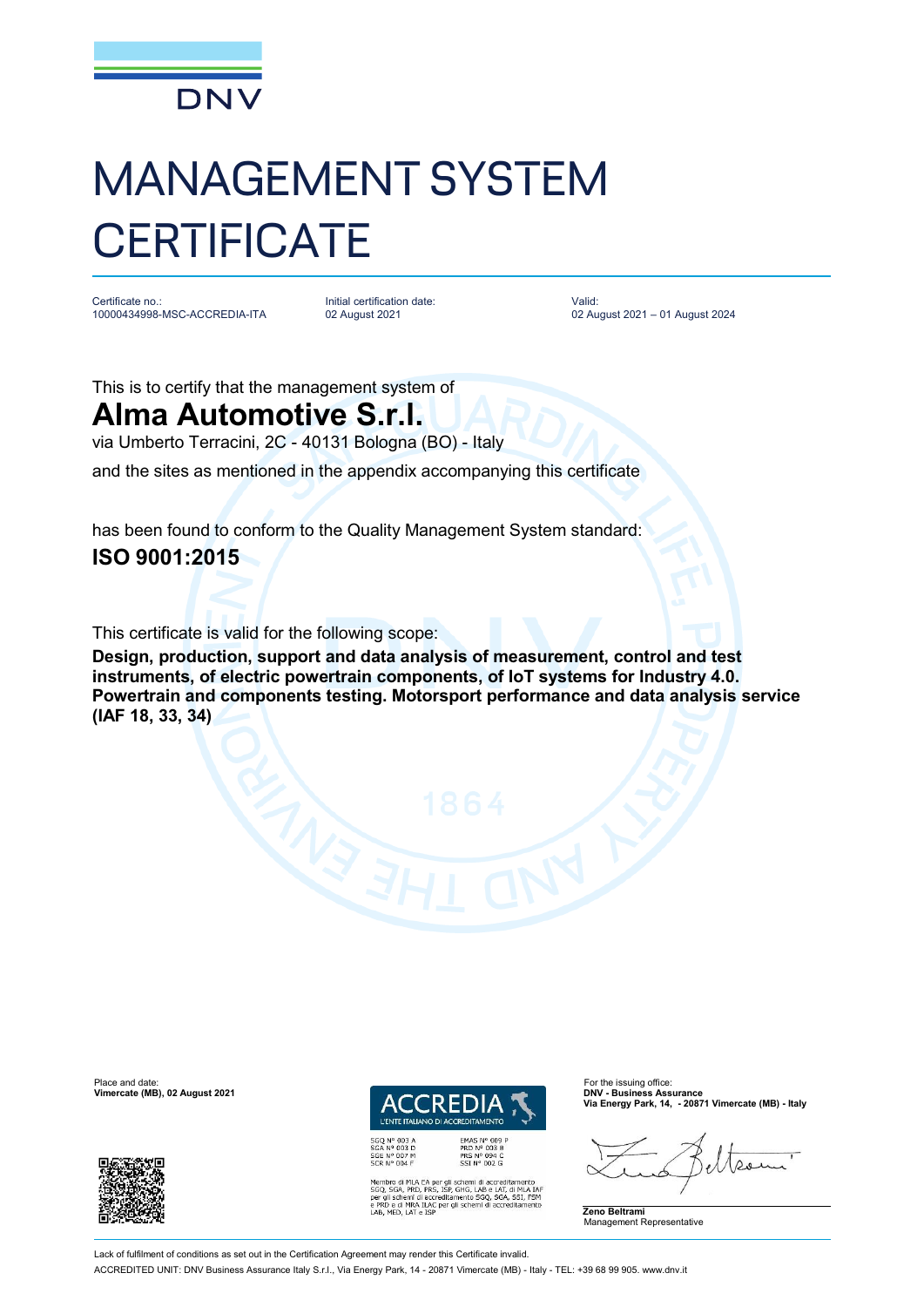DNV

# MANAGEMENT SYSTEM CERTIFICATE

| Certificate no.: | Initial certification date: | Valid: |
| --- | --- | --- |
| 10000434998-MSC-ACCREDIA-ITA | 02 August 2021 | 02 August 2021 – 01 August 2024 |

This is to certify that the management system of

## Alma Automotive S.r.l.

via Umberto Terracini, 2C - 40131 Bologna (BO) - Italy

and the sites as mentioned in the appendix accompanying this certificate

has been found to conform to the Quality Management System standard:

## ISO 9001:2015

This certificate is valid for the following scope:

**Design, production, support and data analysis of measurement, control and test instruments, of electric powertrain components, of IoT systems for Industry 4.0. Powertrain and components testing. Motorsport performance and data analysis service (IAF 18, 33, 34)**

Place and date:
**Vimercate (MB), 02 August 2021**

ACCREDIA
L'ENTE ITALIANO DI ACCREDITAMENTO

SGQ N° 003 A
SGA N° 003 D
SGE N° 007 M
SCR N° 004 F

EMAS N° 009 P
PRD N° 003 B
PRS N° 094 C
SSI N° 002 G

Membro di MLA EA per gli schemi di accreditamento SGQ, SGA, PRD, PRS, ISP, GHG, LAB e LAT, di MLA IAF per gli schemi di accreditamento SGQ, SGA, SSI, FSM e PRD e di MRA ILAC per gli schemi di accreditamento LAB, MED, LAT e ISP

For the issuing office:
**DNV - Business Assurance**
**Via Energy Park, 14, - 20871 Vimercate (MB) - Italy**

**Zeno Beltrami**
Management Representative

Lack of fulfilment of conditions as set out in the Certification Agreement may render this Certificate invalid.

ACCREDITED UNIT: DNV Business Assurance Italy S.r.l., Via Energy Park, 14 - 20871 Vimercate (MB) - Italy - TEL: +39 68 99 905. www.dnv.it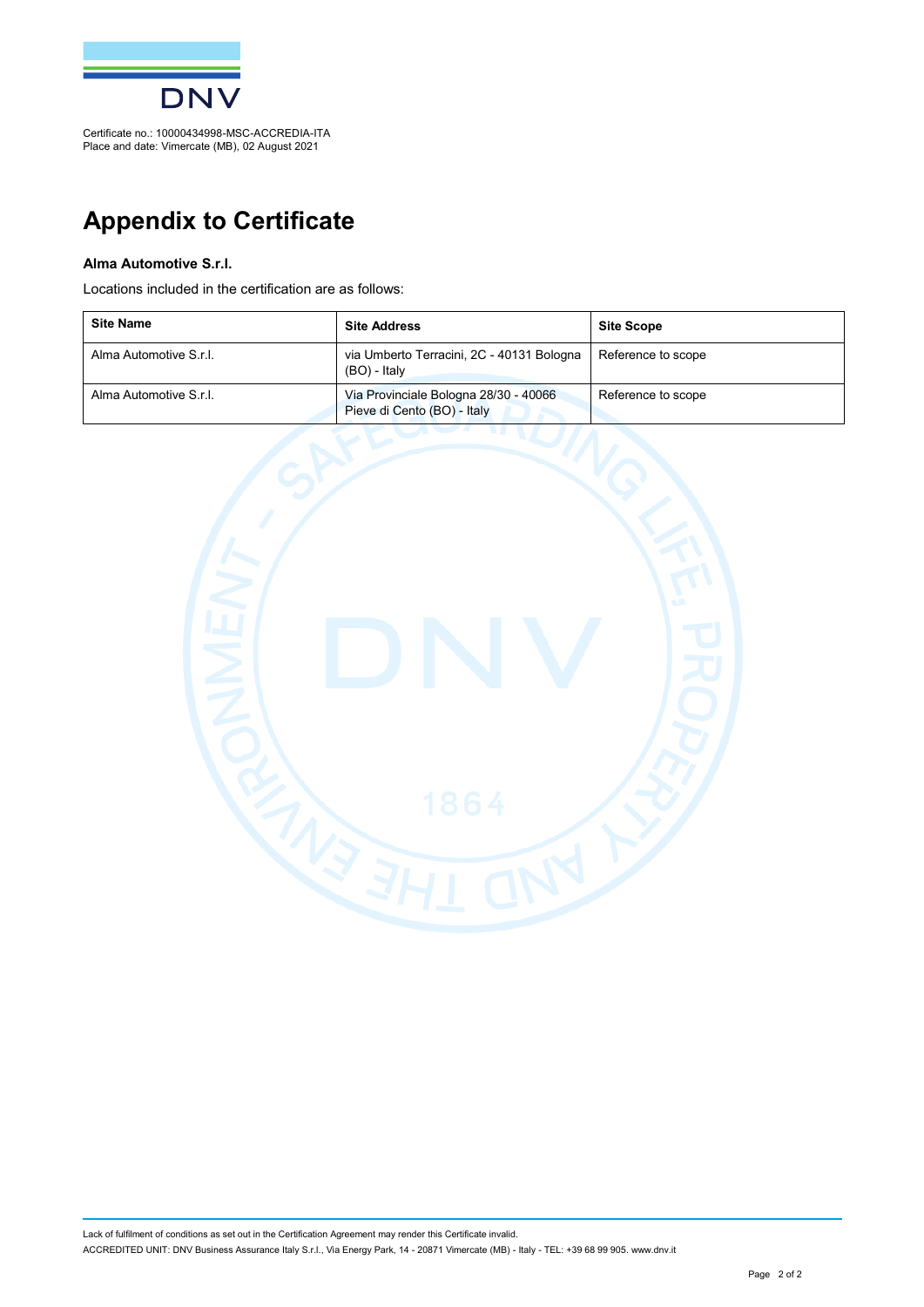Certificate no.: 10000434998-MSC-ACCREDIA-ITA
Place and date: Vimercate (MB), 02 August 2021

# Appendix to Certificate

**Alma Automotive S.r.l.**

Locations included in the certification are as follows:

| Site Name | Site Address | Site Scope |
| --- | --- | --- |
| Alma Automotive S.r.l. | via Umberto Terracini, 2C - 40131 Bologna (BO) - Italy | Reference to scope |
| Alma Automotive S.r.l. | Via Provinciale Bologna 28/30 - 40066 Pieve di Cento (BO) - Italy | Reference to scope |

Lack of fulfilment of conditions as set out in the Certification Agreement may render this Certificate invalid.

ACCREDITED UNIT: DNV Business Assurance Italy S.r.l., Via Energy Park, 14 - 20871 Vimercate (MB) - Italy - TEL: +39 68 99 905. www.dnv.it